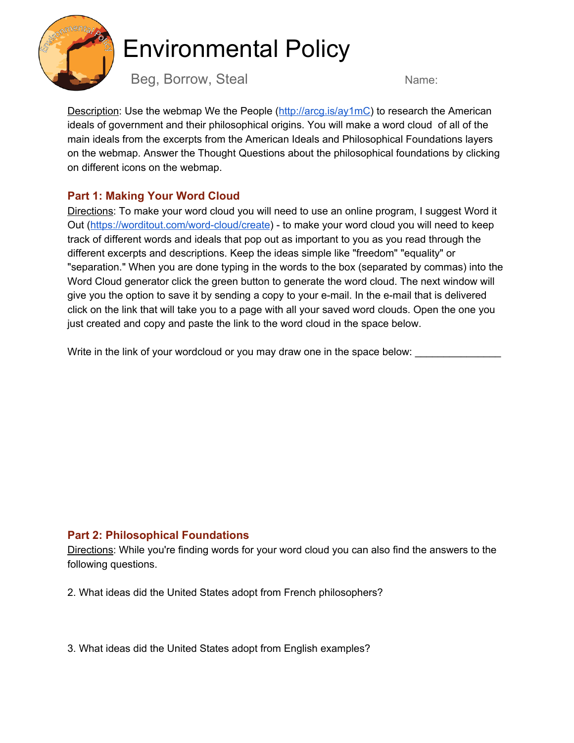# Environmental Policy

## Beg, Borrow, Steal

Name:

Description: Use the webmap We the People (http://arcg.is/ay1mC) to research the American ideals of government and their philosophical origins. You will make a word cloud of all of the main ideals from the excerpts from the American Ideals and Philosophical Foundations layers on the webmap. Answer the Thought Questions about the philosophical foundations by clicking on different icons on the webmap.

### Part 1: Making Your Word Cloud

Directions: To make your word cloud you will need to use an online program, I suggest Word it Out (https://worditout.com/word-cloud/create) - to make your word cloud you will need to keep track of different words and ideals that pop out as important to you as you read through the different excerpts and descriptions. Keep the ideas simple like "freedom" "equality" or "separation." When you are done typing in the words to the box (separated by commas) into the Word Cloud generator click the green button to generate the word cloud. The next window will give you the option to save it by sending a copy to your e-mail. In the e-mail that is delivered click on the link that will take you to a page with all your saved word clouds. Open the one you just created and copy and paste the link to the word cloud in the space below.

Write in the link of your wordcloud or you may draw one in the space below: _______________

### Part 2: Philosophical Foundations

Directions: While you're finding words for your word cloud you can also find the answers to the following questions.

2. What ideas did the United States adopt from French philosophers?

3. What ideas did the United States adopt from English examples?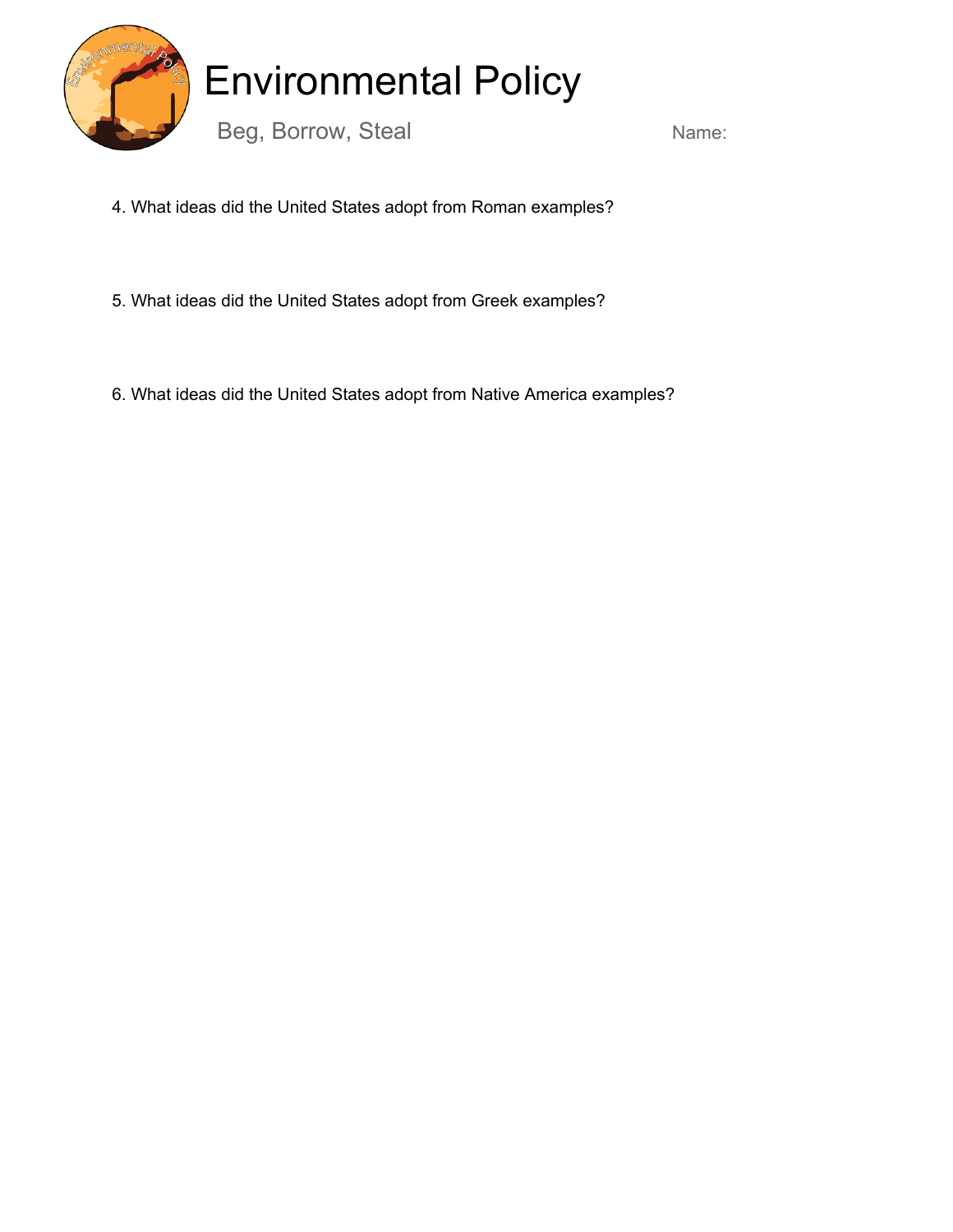# Environmental Policy

Beg, Borrow, Steal

Name:

4. What ideas did the United States adopt from Roman examples?

5. What ideas did the United States adopt from Greek examples?

6. What ideas did the United States adopt from Native America examples?